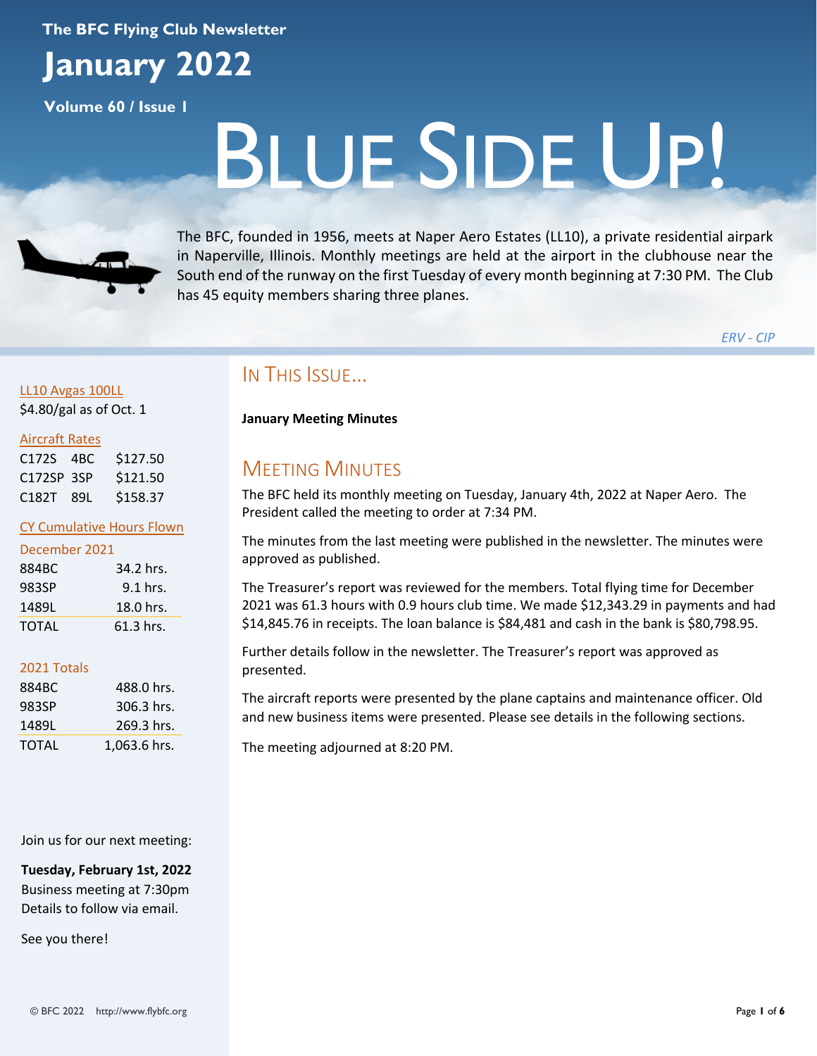The BFC Flying Club Newsletter

# January 2022

Volume 60 / Issue 1

# BLUE SIDE UP!

The BFC, founded in 1956, meets at Naper Aero Estates (LL10), a private residential airpark in Naperville, Illinois. Monthly meetings are held at the airport in the clubhouse near the South end of the runway on the first Tuesday of every month beginning at 7:30 PM. The Club has 45 equity members sharing three planes.

*ERV - CIP*

LL10 Avgas 100LL

$4.80/gal as of Oct. 1

Aircraft Rates

| | | |
|---|---|---|
| C172S | 4BC | $127.50 |
| C172SP | 3SP | $121.50 |
| C182T | 89L | $158.37 |

CY Cumulative Hours Flown

December 2021

| | |
|---|---|
| 884BC | 34.2 hrs. |
| 983SP | 9.1 hrs. |
| 1489L | 18.0 hrs. |
| TOTAL | 61.3 hrs. |

2021 Totals

| | |
|---|---|
| 884BC | 488.0 hrs. |
| 983SP | 306.3 hrs. |
| 1489L | 269.3 hrs. |
| TOTAL | 1,063.6 hrs. |

Join us for our next meeting:

**Tuesday, February 1st, 2022**
Business meeting at 7:30pm
Details to follow via email.

See you there!

## IN THIS ISSUE...

**January Meeting Minutes**

## MEETING MINUTES

The BFC held its monthly meeting on Tuesday, January 4th, 2022 at Naper Aero. The President called the meeting to order at 7:34 PM.

The minutes from the last meeting were published in the newsletter. The minutes were approved as published.

The Treasurer's report was reviewed for the members. Total flying time for December 2021 was 61.3 hours with 0.9 hours club time. We made $12,343.29 in payments and had $14,845.76 in receipts. The loan balance is $84,481 and cash in the bank is $80,798.95.

Further details follow in the newsletter. The Treasurer's report was approved as presented.

The aircraft reports were presented by the plane captains and maintenance officer. Old and new business items were presented. Please see details in the following sections.

The meeting adjourned at 8:20 PM.

© BFC 2022 http://www.flybfc.org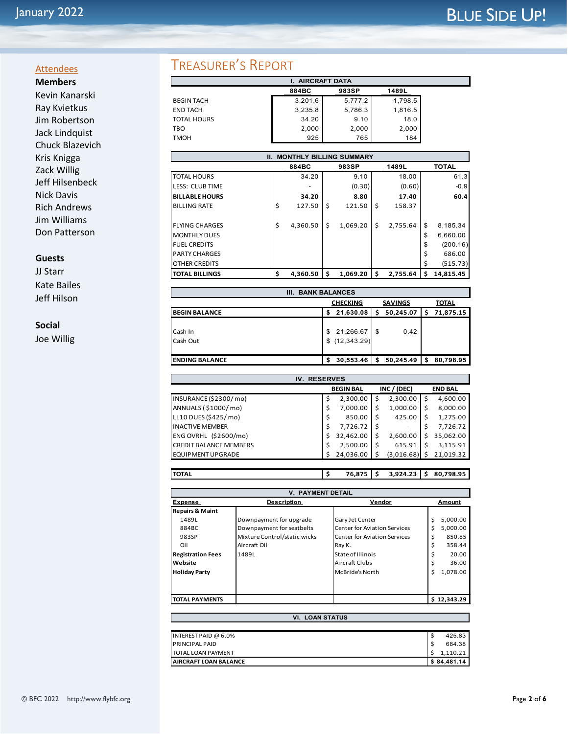## Attendees

**Members**

Kevin Kanarski
Ray Kvietkus
Jim Robertson
Jack Lindquist
Chuck Blazevich
Kris Knigga
Zack Willig
Jeff Hilsenbeck
Nick Davis
Rich Andrews
Jim Williams
Don Patterson

**Guests**

JJ Starr
Kate Bailes
Jeff Hilson

**Social**

Joe Willig

# Treasurer's Report

### I. AIRCRAFT DATA

| | 884BC | 983SP | 1489L |
|---|---|---|---|
| BEGIN TACH | 3,201.6 | 5,777.2 | 1,798.5 |
| END TACH | 3,235.8 | 5,786.3 | 1,816.5 |
| TOTAL HOURS | 34.20 | 9.10 | 18.0 |
| TBO | 2,000 | 2,000 | 2,000 |
| TMOH | 925 | 765 | 184 |

### II. MONTHLY BILLING SUMMARY

| | 884BC | 983SP | 1489L | TOTAL |
|---|---|---|---|---|
| TOTAL HOURS | 34.20 | 9.10 | 18.00 | 61.3 |
| LESS: CLUB TIME | - | (0.30) | (0.60) | -0.9 |
| **BILLABLE HOURS** | **34.20** | **8.80** | **17.40** | **60.4** |
| BILLING RATE | $ 127.50 | $ 121.50 | $ 158.37 | |
| FLYING CHARGES | $ 4,360.50 | $ 1,069.20 | $ 2,755.64 | $ 8,185.34 |
| MONTHLY DUES | | | | $ 6,660.00 |
| FUEL CREDITS | | | | $ (200.16) |
| PARTY CHARGES | | | | $ 686.00 |
| OTHER CREDITS | | | | $ (515.73) |
| **TOTAL BILLINGS** | **$ 4,360.50** | **$ 1,069.20** | **$ 2,755.64** | **$ 14,815.45** |

### III. BANK BALANCES

| | CHECKING | SAVINGS | TOTAL |
|---|---|---|---|
| **BEGIN BALANCE** | **$ 21,630.08** | **$ 50,245.07** | **$ 71,875.15** |
| Cash In | $ 21,266.67 | $ 0.42 | |
| Cash Out | $ (12,343.29) | | |
| **ENDING BALANCE** | **$ 30,553.46** | **$ 50,245.49** | **$ 80,798.95** |

### IV. RESERVES

| | BEGIN BAL | INC / (DEC) | END BAL |
|---|---|---|---|
| INSURANCE ($2300/mo) | $ 2,300.00 | $ 2,300.00 | $ 4,600.00 |
| ANNUALS ($1000/mo) | $ 7,000.00 | $ 1,000.00 | $ 8,000.00 |
| LL10 DUES ($425/mo) | $ 850.00 | $ 425.00 | $ 1,275.00 |
| INACTIVE MEMBER | $ 7,726.72 | $ - | $ 7,726.72 |
| ENG OVRHL ($2600/mo) | $ 32,462.00 | $ 2,600.00 | $ 35,062.00 |
| CREDIT BALANCE MEMBERS | $ 2,500.00 | $ 615.91 | $ 3,115.91 |
| EQUIPMENT UPGRADE | $ 24,036.00 | $ (3,016.68) | $ 21,019.32 |
| **TOTAL** | **$ 76,875** | **$ 3,924.23** | **$ 80,798.95** |

### V. PAYMENT DETAIL

| Expense | Description | Vendor | Amount |
|---|---|---|---|
| **Repairs & Maint** | | | |
| 1489L | Downpayment for upgrade | Gary Jet Center | $ 5,000.00 |
| 884BC | Downpayment for seatbelts | Center for Aviation Services | $ 5,000.00 |
| 983SP | Mixture Control/static wicks | Center for Aviation Services | $ 850.85 |
| Oil | Aircraft Oil | Ray K. | $ 358.44 |
| **Registration Fees** | 1489L | State of Illinois | $ 20.00 |
| **Website** | | Aircraft Clubs | $ 36.00 |
| **Holiday Party** | | McBride's North | $ 1,078.00 |
| **TOTAL PAYMENTS** | | | **$ 12,343.29** |

### VI. LOAN STATUS

| | |
|---|---|
| INTEREST PAID @ 6.0% | $ 425.83 |
| PRINCIPAL PAID | $ 684.38 |
| TOTAL LOAN PAYMENT | $ 1,110.21 |
| **AIRCRAFT LOAN BALANCE** | **$ 84,481.14** |

© BFC 2022 http://www.flybfc.org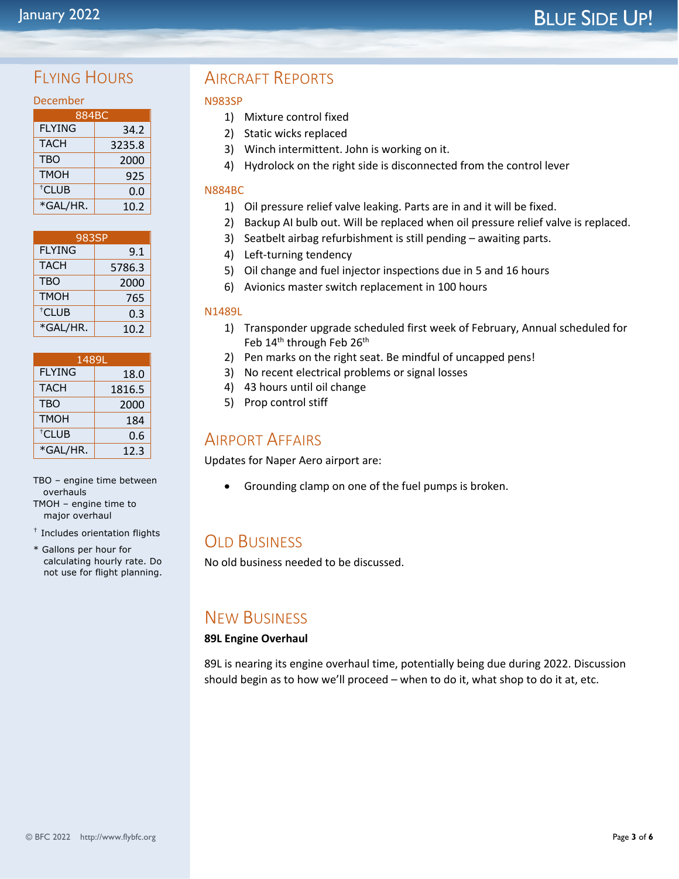## Flying Hours

### December

| 884BC | |
|---|---|
| FLYING | 34.2 |
| TACH | 3235.8 |
| TBO | 2000 |
| TMOH | 925 |
| †CLUB | 0.0 |
| *GAL/HR. | 10.2 |

| 983SP | |
|---|---|
| FLYING | 9.1 |
| TACH | 5786.3 |
| TBO | 2000 |
| TMOH | 765 |
| †CLUB | 0.3 |
| *GAL/HR. | 10.2 |

| 1489L | |
|---|---|
| FLYING | 18.0 |
| TACH | 1816.5 |
| TBO | 2000 |
| TMOH | 184 |
| †CLUB | 0.6 |
| *GAL/HR. | 12.3 |

TBO – engine time between overhauls

TMOH – engine time to major overhaul

† Includes orientation flights

* Gallons per hour for calculating hourly rate. Do not use for flight planning.

## Aircraft Reports

### N983SP

1) Mixture control fixed
2) Static wicks replaced
3) Winch intermittent. John is working on it.
4) Hydrolock on the right side is disconnected from the control lever

### N884BC

1) Oil pressure relief valve leaking. Parts are in and it will be fixed.
2) Backup AI bulb out. Will be replaced when oil pressure relief valve is replaced.
3) Seatbelt airbag refurbishment is still pending – awaiting parts.
4) Left-turning tendency
5) Oil change and fuel injector inspections due in 5 and 16 hours
6) Avionics master switch replacement in 100 hours

### N1489L

1) Transponder upgrade scheduled first week of February, Annual scheduled for Feb 14th through Feb 26th
2) Pen marks on the right seat. Be mindful of uncapped pens!
3) No recent electrical problems or signal losses
4) 43 hours until oil change
5) Prop control stiff

## Airport Affairs

Updates for Naper Aero airport are:

- Grounding clamp on one of the fuel pumps is broken.

## Old Business

No old business needed to be discussed.

## New Business

**89L Engine Overhaul**

89L is nearing its engine overhaul time, potentially being due during 2022. Discussion should begin as to how we'll proceed – when to do it, what shop to do it at, etc.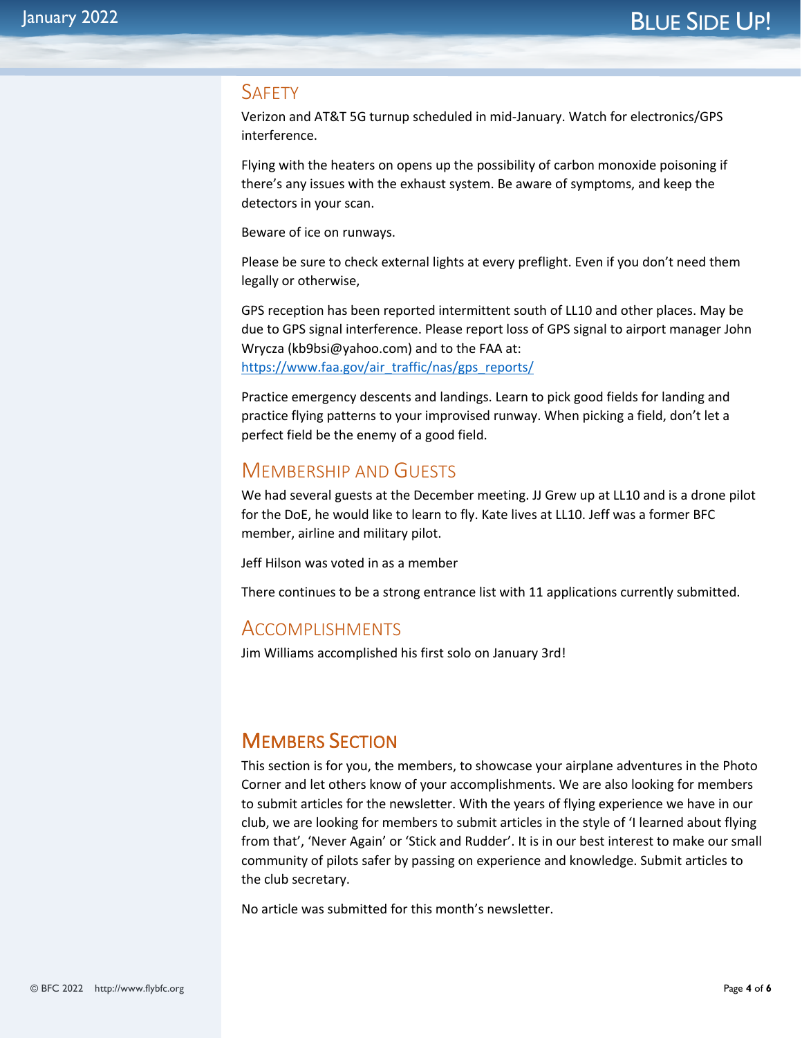## Safety

Verizon and AT&T 5G turnup scheduled in mid-January. Watch for electronics/GPS interference.

Flying with the heaters on opens up the possibility of carbon monoxide poisoning if there's any issues with the exhaust system. Be aware of symptoms, and keep the detectors in your scan.

Beware of ice on runways.

Please be sure to check external lights at every preflight. Even if you don't need them legally or otherwise,

GPS reception has been reported intermittent south of LL10 and other places. May be due to GPS signal interference. Please report loss of GPS signal to airport manager John Wrycza (kb9bsi@yahoo.com) and to the FAA at: [https://www.faa.gov/air_traffic/nas/gps_reports/](https://www.faa.gov/air_traffic/nas/gps_reports/)

Practice emergency descents and landings. Learn to pick good fields for landing and practice flying patterns to your improvised runway. When picking a field, don't let a perfect field be the enemy of a good field.

## Membership and Guests

We had several guests at the December meeting. JJ Grew up at LL10 and is a drone pilot for the DoE, he would like to learn to fly. Kate lives at LL10. Jeff was a former BFC member, airline and military pilot.

Jeff Hilson was voted in as a member

There continues to be a strong entrance list with 11 applications currently submitted.

## Accomplishments

Jim Williams accomplished his first solo on January 3rd!

# Members Section

This section is for you, the members, to showcase your airplane adventures in the Photo Corner and let others know of your accomplishments. We are also looking for members to submit articles for the newsletter. With the years of flying experience we have in our club, we are looking for members to submit articles in the style of 'I learned about flying from that', 'Never Again' or 'Stick and Rudder'. It is in our best interest to make our small community of pilots safer by passing on experience and knowledge. Submit articles to the club secretary.

No article was submitted for this month's newsletter.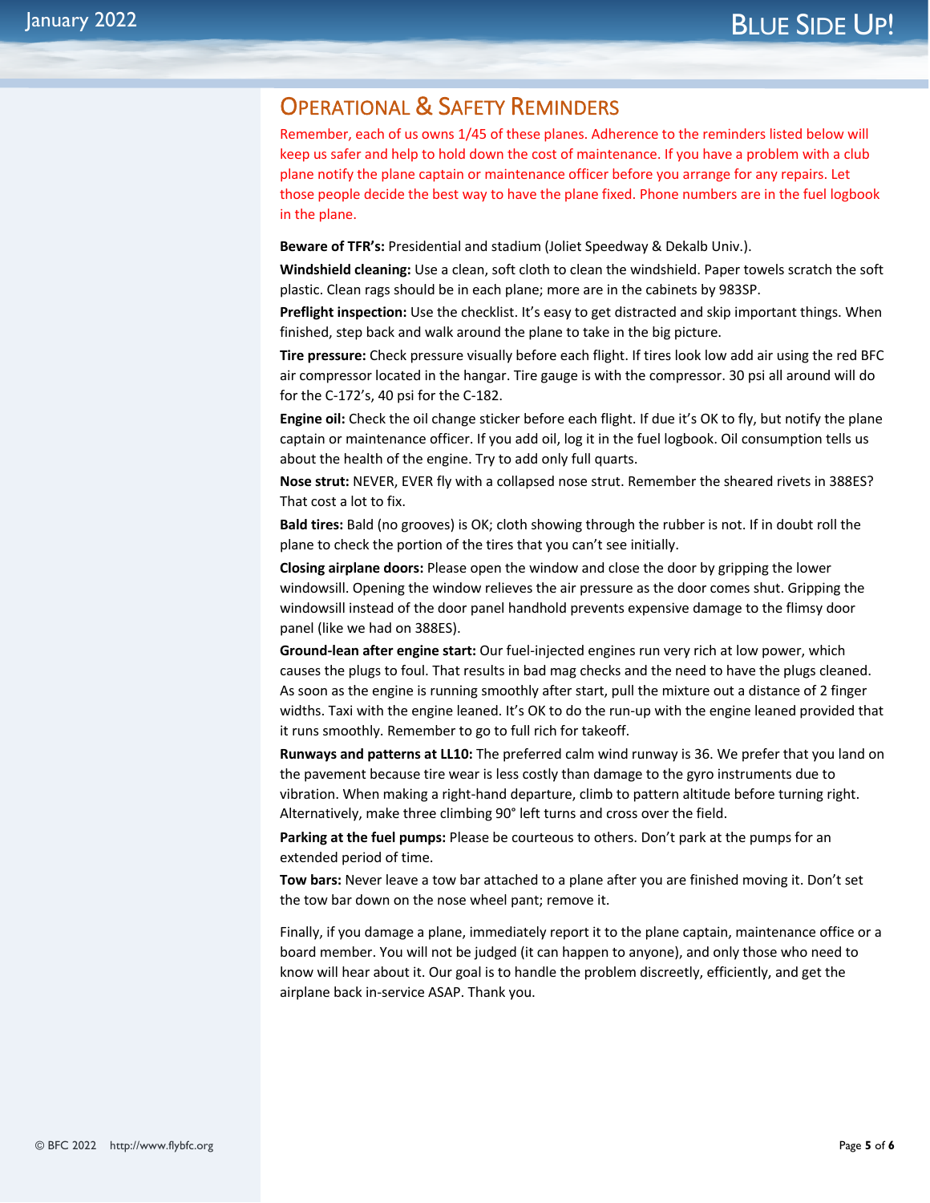## Operational & Safety Reminders

Remember, each of us owns 1/45 of these planes. Adherence to the reminders listed below will keep us safer and help to hold down the cost of maintenance. If you have a problem with a club plane notify the plane captain or maintenance officer before you arrange for any repairs. Let those people decide the best way to have the plane fixed. Phone numbers are in the fuel logbook in the plane.

**Beware of TFR's:** Presidential and stadium (Joliet Speedway & Dekalb Univ.).

**Windshield cleaning:** Use a clean, soft cloth to clean the windshield. Paper towels scratch the soft plastic. Clean rags should be in each plane; more are in the cabinets by 983SP.

**Preflight inspection:** Use the checklist. It's easy to get distracted and skip important things. When finished, step back and walk around the plane to take in the big picture.

**Tire pressure:** Check pressure visually before each flight. If tires look low add air using the red BFC air compressor located in the hangar. Tire gauge is with the compressor. 30 psi all around will do for the C-172's, 40 psi for the C-182.

**Engine oil:** Check the oil change sticker before each flight. If due it's OK to fly, but notify the plane captain or maintenance officer. If you add oil, log it in the fuel logbook. Oil consumption tells us about the health of the engine. Try to add only full quarts.

**Nose strut:** NEVER, EVER fly with a collapsed nose strut. Remember the sheared rivets in 388ES? That cost a lot to fix.

**Bald tires:** Bald (no grooves) is OK; cloth showing through the rubber is not. If in doubt roll the plane to check the portion of the tires that you can't see initially.

**Closing airplane doors:** Please open the window and close the door by gripping the lower windowsill. Opening the window relieves the air pressure as the door comes shut. Gripping the windowsill instead of the door panel handhold prevents expensive damage to the flimsy door panel (like we had on 388ES).

**Ground-lean after engine start:** Our fuel-injected engines run very rich at low power, which causes the plugs to foul. That results in bad mag checks and the need to have the plugs cleaned. As soon as the engine is running smoothly after start, pull the mixture out a distance of 2 finger widths. Taxi with the engine leaned. It's OK to do the run-up with the engine leaned provided that it runs smoothly. Remember to go to full rich for takeoff.

**Runways and patterns at LL10:** The preferred calm wind runway is 36. We prefer that you land on the pavement because tire wear is less costly than damage to the gyro instruments due to vibration. When making a right-hand departure, climb to pattern altitude before turning right. Alternatively, make three climbing 90° left turns and cross over the field.

**Parking at the fuel pumps:** Please be courteous to others. Don't park at the pumps for an extended period of time.

**Tow bars:** Never leave a tow bar attached to a plane after you are finished moving it. Don't set the tow bar down on the nose wheel pant; remove it.

Finally, if you damage a plane, immediately report it to the plane captain, maintenance office or a board member. You will not be judged (it can happen to anyone), and only those who need to know will hear about it. Our goal is to handle the problem discreetly, efficiently, and get the airplane back in-service ASAP. Thank you.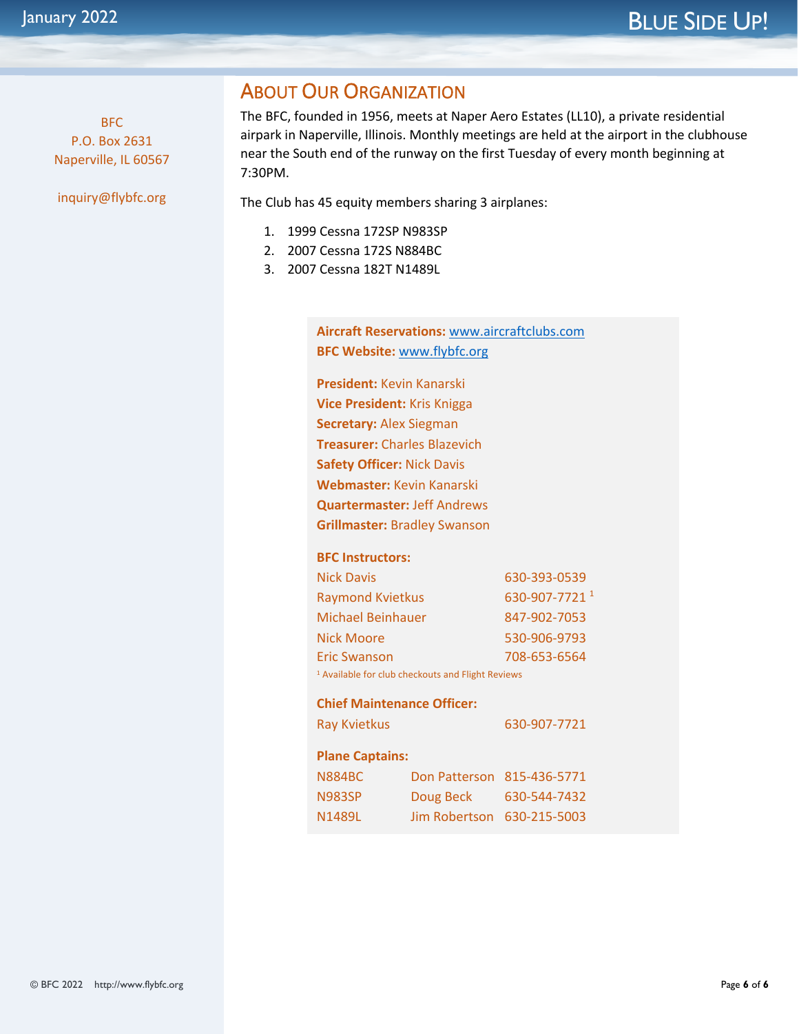BFC
P.O. Box 2631
Naperville, IL 60567

inquiry@flybfc.org

## About Our Organization

The BFC, founded in 1956, meets at Naper Aero Estates (LL10), a private residential airpark in Naperville, Illinois. Monthly meetings are held at the airport in the clubhouse near the South end of the runway on the first Tuesday of every month beginning at 7:30PM.

The Club has 45 equity members sharing 3 airplanes:

1. 1999 Cessna 172SP N983SP
2. 2007 Cessna 172S N884BC
3. 2007 Cessna 182T N1489L

**Aircraft Reservations:** www.aircraftclubs.com
**BFC Website:** www.flybfc.org

**President:** Kevin Kanarski
**Vice President:** Kris Knigga
**Secretary:** Alex Siegman
**Treasurer:** Charles Blazevich
**Safety Officer:** Nick Davis
**Webmaster:** Kevin Kanarski
**Quartermaster:** Jeff Andrews
**Grillmaster:** Bradley Swanson

**BFC Instructors:**

| | |
|---|---|
| Nick Davis | 630-393-0539 |
| Raymond Kvietkus | 630-907-7721 [1] |
| Michael Beinhauer | 847-902-7053 |
| Nick Moore | 530-906-9793 |
| Eric Swanson | 708-653-6564 |

[1] Available for club checkouts and Flight Reviews

**Chief Maintenance Officer:**

Ray Kvietkus 630-907-7721

**Plane Captains:**

| | | |
|---|---|---|
| N884BC | Don Patterson | 815-436-5771 |
| N983SP | Doug Beck | 630-544-7432 |
| N1489L | Jim Robertson | 630-215-5003 |